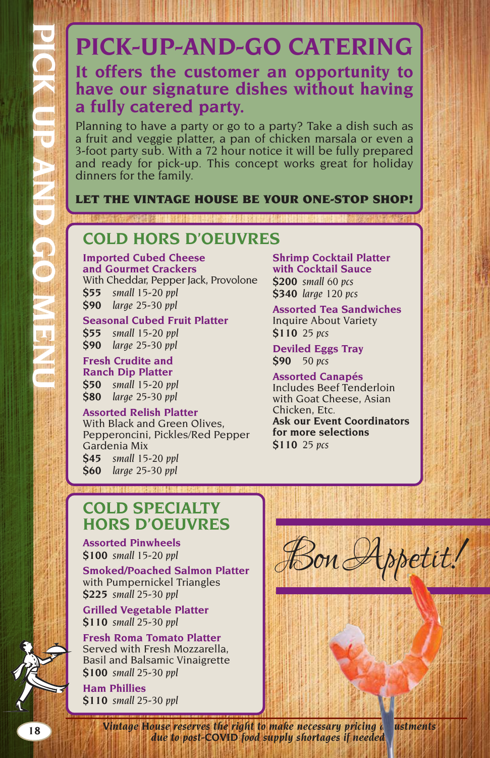# PICK-UP-AND-GO CATERING

## It offers the customer an opportunity to have our signature dishes without having a fully catered party.

Planning to have a party or go to a party? Take a dish such as a fruit and veggie platter, a pan of chicken marsala or even a 3-foot party sub. With a 72 hour notice it will be fully prepared and ready for pick-up. This concept works great for holiday dinners for the family.

**LET THE VINTAGE HOUSE BE YOUR ONE-STOP SHOP!**

## COLD HORS D'OEUVRES

### Imported Cubed Cheese and Gourmet Crackers
With Cheddar, Pepper Jack, Provolone
**$55** *small* 15-20 *ppl*
**$90** *large* 25-30 *ppl*

### Seasonal Cubed Fruit Platter
**$55** *small* 15-20 *ppl*
**$90** *large* 25-30 *ppl*

### Fresh Crudite and Ranch Dip Platter
**$50** *small* 15-20 *ppl*
**$80** *large* 25-30 *ppl*

### Assorted Relish Platter
With Black and Green Olives, Pepperoncini, Pickles/Red Pepper Gardenia Mix
**$45** *small* 15-20 *ppl*
**$60** *large* 25-30 *ppl*

### Shrimp Cocktail Platter with Cocktail Sauce
**$200** *small* 60 *pcs*
**$340** *large* 120 *pcs*

### Assorted Tea Sandwiches
Inquire About Variety
**$110** 25 *pcs*

### Deviled Eggs Tray
**$90** 50 *pcs*

### Assorted Canapés
Includes Beef Tenderloin with Goat Cheese, Asian Chicken, Etc.
**Ask our Event Coordinators for more selections**
**$110** 25 *pcs*

## COLD SPECIALTY HORS D'OEUVRES

### Assorted Pinwheels
**$100** *small* 15-20 *ppl*

### Smoked/Poached Salmon Platter
with Pumpernickel Triangles
**$225** *small* 25-30 *ppl*

### Grilled Vegetable Platter
**$110** *small* 25-30 *ppl*

### Fresh Roma Tomato Platter
Served with Fresh Mozzarella, Basil and Balsamic Vinaigrette
**$100** *small* 25-30 *ppl*

### Ham Phillies
**$110** *small* 25-30 *ppl*

*Bon Appetit!*

***Vintage House reserves the right to make necessary pricing adjustments due to post-COVID food supply shortages if needed***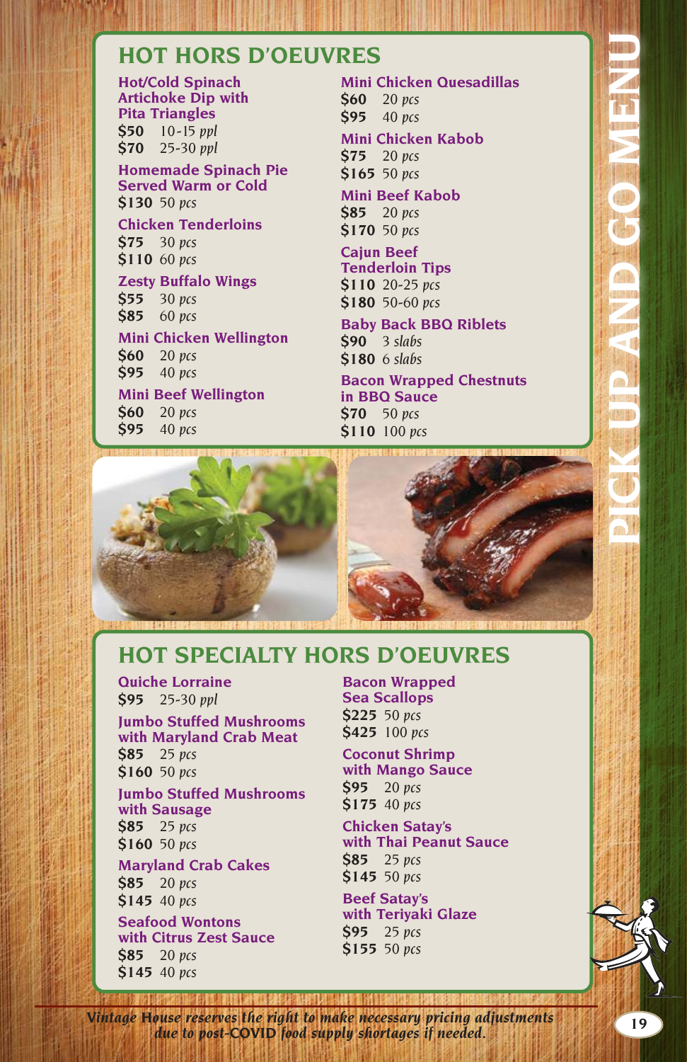# PICK UP AND GO MENU

## HOT HORS D'OEUVRES

**Hot/Cold Spinach Artichoke Dip with Pita Triangles**
**$50** 10-15 *ppl*
**$70** 25-30 *ppl*

**Homemade Spinach Pie Served Warm or Cold**
**$130** 50 *pcs*

**Chicken Tenderloins**
**$75** 30 *pcs*
**$110** 60 *pcs*

**Zesty Buffalo Wings**
**$55** 30 *pcs*
**$85** 60 *pcs*

**Mini Chicken Wellington**
**$60** 20 *pcs*
**$95** 40 *pcs*

**Mini Beef Wellington**
**$60** 20 *pcs*
**$95** 40 *pcs*

**Mini Chicken Quesadillas**
**$60** 20 *pcs*
**$95** 40 *pcs*

**Mini Chicken Kabob**
**$75** 20 *pcs*
**$165** 50 *pcs*

**Mini Beef Kabob**
**$85** 20 *pcs*
**$170** 50 *pcs*

**Cajun Beef Tenderloin Tips**
**$110** 20-25 *pcs*
**$180** 50-60 *pcs*

**Baby Back BBQ Riblets**
**$90** 3 *slabs*
**$180** 6 *slabs*

**Bacon Wrapped Chestnuts in BBQ Sauce**
**$70** 50 *pcs*
**$110** 100 *pcs*

## HOT SPECIALTY HORS D'OEUVRES

**Quiche Lorraine**
**$95** 25-30 *ppl*

**Jumbo Stuffed Mushrooms with Maryland Crab Meat**
**$85** 25 *pcs*
**$160** 50 *pcs*

**Jumbo Stuffed Mushrooms with Sausage**
**$85** 25 *pcs*
**$160** 50 *pcs*

**Maryland Crab Cakes**
**$85** 20 *pcs*
**$145** 40 *pcs*

**Seafood Wontons with Citrus Zest Sauce**
**$85** 20 *pcs*
**$145** 40 *pcs*

**Bacon Wrapped Sea Scallops**
**$225** 50 *pcs*
**$425** 100 *pcs*

**Coconut Shrimp with Mango Sauce**
**$95** 20 *pcs*
**$175** 40 *pcs*

**Chicken Satay's with Thai Peanut Sauce**
**$85** 25 *pcs*
**$145** 50 *pcs*

**Beef Satay's with Teriyaki Glaze**
**$95** 25 *pcs*
**$155** 50 *pcs*

*Vintage House reserves the right to make necessary pricing adjustments due to post-COVID food supply shortages if needed.*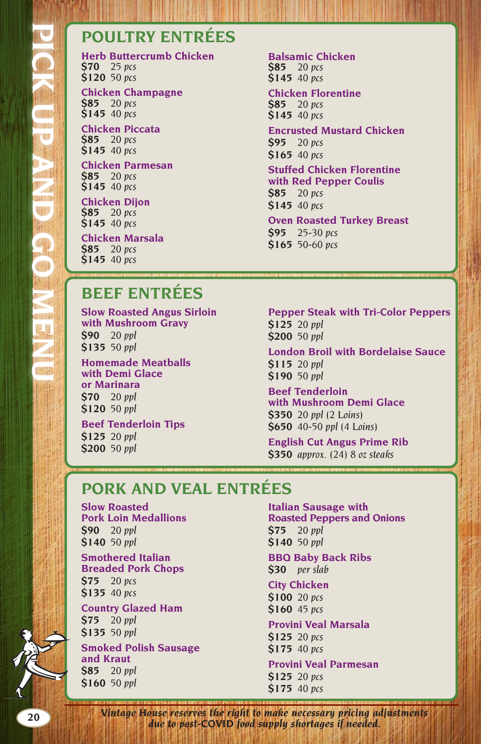# PICK UP AND GO MENU

## POULTRY ENTRÉES

**Herb Buttercrumb Chicken**
**$70** *25 pcs*
**$120** *50 pcs*

**Chicken Champagne**
**$85** *20 pcs*
**$145** *40 pcs*

**Chicken Piccata**
**$85** *20 pcs*
**$145** *40 pcs*

**Chicken Parmesan**
**$85** *20 pcs*
**$145** *40 pcs*

**Chicken Dijon**
**$85** *20 pcs*
**$145** *40 pcs*

**Chicken Marsala**
**$85** *20 pcs*
**$145** *40 pcs*

**Balsamic Chicken**
**$85** *20 pcs*
**$145** *40 pcs*

**Chicken Florentine**
**$85** *20 pcs*
**$145** *40 pcs*

**Encrusted Mustard Chicken**
**$95** *20 pcs*
**$165** *40 pcs*

**Stuffed Chicken Florentine with Red Pepper Coulis**
**$85** *20 pcs*
**$145** *40 pcs*

**Oven Roasted Turkey Breast**
**$95** *25-30 pcs*
**$165** *50-60 pcs*

## BEEF ENTRÉES

**Slow Roasted Angus Sirloin with Mushroom Gravy**
**$90** *20 ppl*
**$135** *50 ppl*

**Homemade Meatballs with Demi Glace or Marinara**
**$70** *20 ppl*
**$120** *50 ppl*

**Beef Tenderloin Tips**
**$125** *20 ppl*
**$200** *50 ppl*

**Pepper Steak with Tri-Color Peppers**
**$125** *20 ppl*
**$200** *50 ppl*

**London Broil with Bordelaise Sauce**
**$115** *20 ppl*
**$190** *50 ppl*

**Beef Tenderloin with Mushroom Demi Glace**
**$350** *20 ppl* (2 Loins)
**$650** *40-50 ppl* (4 Loins)

**English Cut Angus Prime Rib**
**$350** *approx.* (24) 8 *oz steaks*

## PORK AND VEAL ENTRÉES

**Slow Roasted Pork Loin Medallions**
**$90** *20 ppl*
**$140** *50 ppl*

**Smothered Italian Breaded Pork Chops**
**$75** *20 pcs*
**$135** *40 pcs*

**Country Glazed Ham**
**$75** *20 ppl*
**$135** *50 ppl*

**Smoked Polish Sausage and Kraut**
**$85** *20 ppl*
**$160** *50 ppl*

**Italian Sausage with Roasted Peppers and Onions**
**$75** *20 ppl*
**$140** *50 ppl*

**BBQ Baby Back Ribs**
**$30** *per slab*

**City Chicken**
**$100** *20 pcs*
**$160** *45 pcs*

**Provini Veal Marsala**
**$125** *20 pcs*
**$175** *40 pcs*

**Provini Veal Parmesan**
**$125** *20 pcs*
**$175** *40 pcs*

*Vintage House reserves the right to make necessary pricing adjustments due to post-COVID food supply shortages if needed.*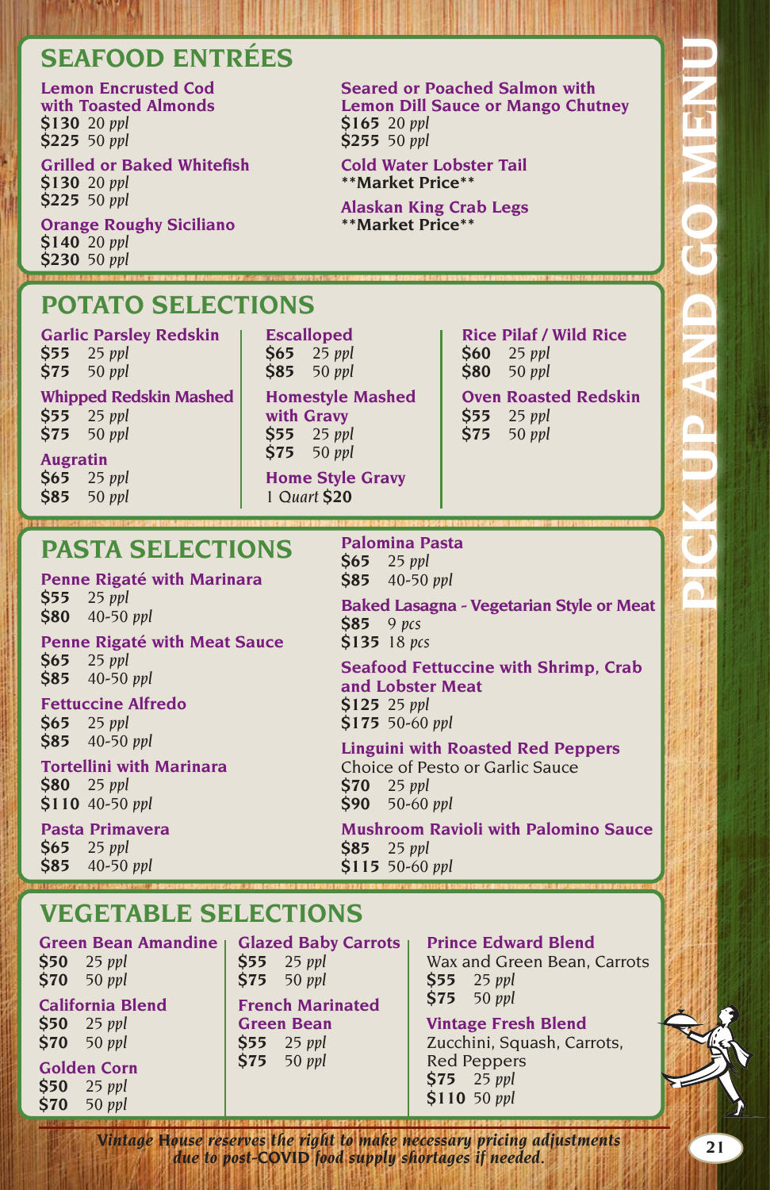# PICK UP AND GO MENU

## SEAFOOD ENTRÉES

**Lemon Encrusted Cod with Toasted Almonds**
**$130** *20 ppl*
**$225** *50 ppl*

**Grilled or Baked Whitefish**
**$130** *20 ppl*
**$225** *50 ppl*

**Orange Roughy Siciliano**
**$140** *20 ppl*
**$230** *50 ppl*

**Seared or Poached Salmon with Lemon Dill Sauce or Mango Chutney**
**$165** *20 ppl*
**$255** *50 ppl*

**Cold Water Lobster Tail**
**\*\*Market Price\*\***

**Alaskan King Crab Legs**
**\*\*Market Price\*\***

## POTATO SELECTIONS

**Garlic Parsley Redskin**
**$55** *25 ppl*
**$75** *50 ppl*

**Whipped Redskin Mashed**
**$55** *25 ppl*
**$75** *50 ppl*

**Augratin**
**$65** *25 ppl*
**$85** *50 ppl*

**Escalloped**
**$65** *25 ppl*
**$85** *50 ppl*

**Homestyle Mashed with Gravy**
**$55** *25 ppl*
**$75** *50 ppl*

**Home Style Gravy**
*1 Quart* **$20**

**Rice Pilaf / Wild Rice**
**$60** *25 ppl*
**$80** *50 ppl*

**Oven Roasted Redskin**
**$55** *25 ppl*
**$75** *50 ppl*

## PASTA SELECTIONS

**Penne Rigaté with Marinara**
**$55** *25 ppl*
**$80** *40-50 ppl*

**Penne Rigaté with Meat Sauce**
**$65** *25 ppl*
**$85** *40-50 ppl*

**Fettuccine Alfredo**
**$65** *25 ppl*
**$85** *40-50 ppl*

**Tortellini with Marinara**
**$80** *25 ppl*
**$110** *40-50 ppl*

**Pasta Primavera**
**$65** *25 ppl*
**$85** *40-50 ppl*

**Palomina Pasta**
**$65** *25 ppl*
**$85** *40-50 ppl*

**Baked Lasagna - Vegetarian Style or Meat**
**$85** *9 pcs*
**$135** *18 pcs*

**Seafood Fettuccine with Shrimp, Crab and Lobster Meat**
**$125** *25 ppl*
**$175** *50-60 ppl*

**Linguini with Roasted Red Peppers**
Choice of Pesto or Garlic Sauce
**$70** *25 ppl*
**$90** *50-60 ppl*

**Mushroom Ravioli with Palomino Sauce**
**$85** *25 ppl*
**$115** *50-60 ppl*

## VEGETABLE SELECTIONS

**Green Bean Amandine**
**$50** *25 ppl*
**$70** *50 ppl*

**California Blend**
**$50** *25 ppl*
**$70** *50 ppl*

**Golden Corn**
**$50** *25 ppl*
**$70** *50 ppl*

**Glazed Baby Carrots**
**$55** *25 ppl*
**$75** *50 ppl*

**French Marinated Green Bean**
**$55** *25 ppl*
**$75** *50 ppl*

**Prince Edward Blend**
Wax and Green Bean, Carrots
**$55** *25 ppl*
**$75** *50 ppl*

**Vintage Fresh Blend**
Zucchini, Squash, Carrots, Red Peppers
**$75** *25 ppl*
**$110** *50 ppl*

***Vintage House reserves the right to make necessary pricing adjustments due to post-COVID food supply shortages if needed.***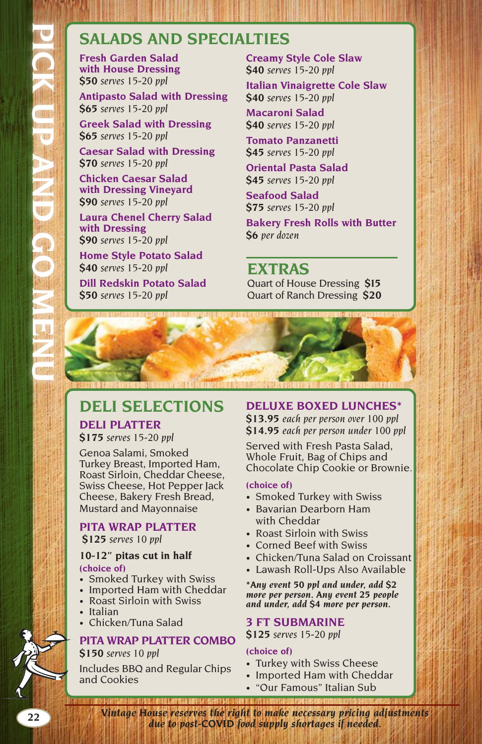# PICK UP AND GO MENU

## SALADS AND SPECIALTIES

**Fresh Garden Salad with House Dressing**
**$50** *serves 15-20 ppl*

**Antipasto Salad with Dressing**
**$65** *serves 15-20 ppl*

**Greek Salad with Dressing**
**$65** *serves 15-20 ppl*

**Caesar Salad with Dressing**
**$70** *serves 15-20 ppl*

**Chicken Caesar Salad with Dressing Vineyard**
**$90** *serves 15-20 ppl*

**Laura Chenel Cherry Salad with Dressing**
**$90** *serves 15-20 ppl*

**Home Style Potato Salad**
**$40** *serves 15-20 ppl*

**Dill Redskin Potato Salad**
**$50** *serves 15-20 ppl*

**Creamy Style Cole Slaw**
**$40** *serves 15-20 ppl*

**Italian Vinaigrette Cole Slaw**
**$40** *serves 15-20 ppl*

**Macaroni Salad**
**$40** *serves 15-20 ppl*

**Tomato Panzanetti**
**$45** *serves 15-20 ppl*

**Oriental Pasta Salad**
**$45** *serves 15-20 ppl*

**Seafood Salad**
**$75** *serves 15-20 ppl*

**Bakery Fresh Rolls with Butter**
**$6** *per dozen*

## EXTRAS

Quart of House Dressing **$15**
Quart of Ranch Dressing **$20**

## DELI SELECTIONS

### DELI PLATTER
**$175** *serves 15-20 ppl*

Genoa Salami, Smoked Turkey Breast, Imported Ham, Roast Sirloin, Cheddar Cheese, Swiss Cheese, Hot Pepper Jack Cheese, Bakery Fresh Bread, Mustard and Mayonnaise

### PITA WRAP PLATTER
**$125** *serves 10 ppl*

**10-12" pitas cut in half**

**(choice of)**
- Smoked Turkey with Swiss
- Imported Ham with Cheddar
- Roast Sirloin with Swiss
- Italian
- Chicken/Tuna Salad

### PITA WRAP PLATTER COMBO
**$150** *serves 10 ppl*

Includes BBQ and Regular Chips and Cookies

### DELUXE BOXED LUNCHES*
**$13.95** *each per person over 100 ppl*
**$14.95** *each per person under 100 ppl*

Served with Fresh Pasta Salad, Whole Fruit, Bag of Chips and Chocolate Chip Cookie or Brownie.

**(choice of)**
- Smoked Turkey with Swiss
- Bavarian Dearborn Ham with Cheddar
- Roast Sirloin with Swiss
- Corned Beef with Swiss
- Chicken/Tuna Salad on Croissant
- Lawash Roll-Ups Also Available

***Any event 50 ppl and under, add $2 more per person. Any event 25 people and under, add $4 more per person.***

### 3 FT SUBMARINE
**$125** *serves 15-20 ppl*

**(choice of)**
- Turkey with Swiss Cheese
- Imported Ham with Cheddar
- "Our Famous" Italian Sub

***Vintage House reserves the right to make necessary pricing adjustments due to post-COVID food supply shortages if needed.***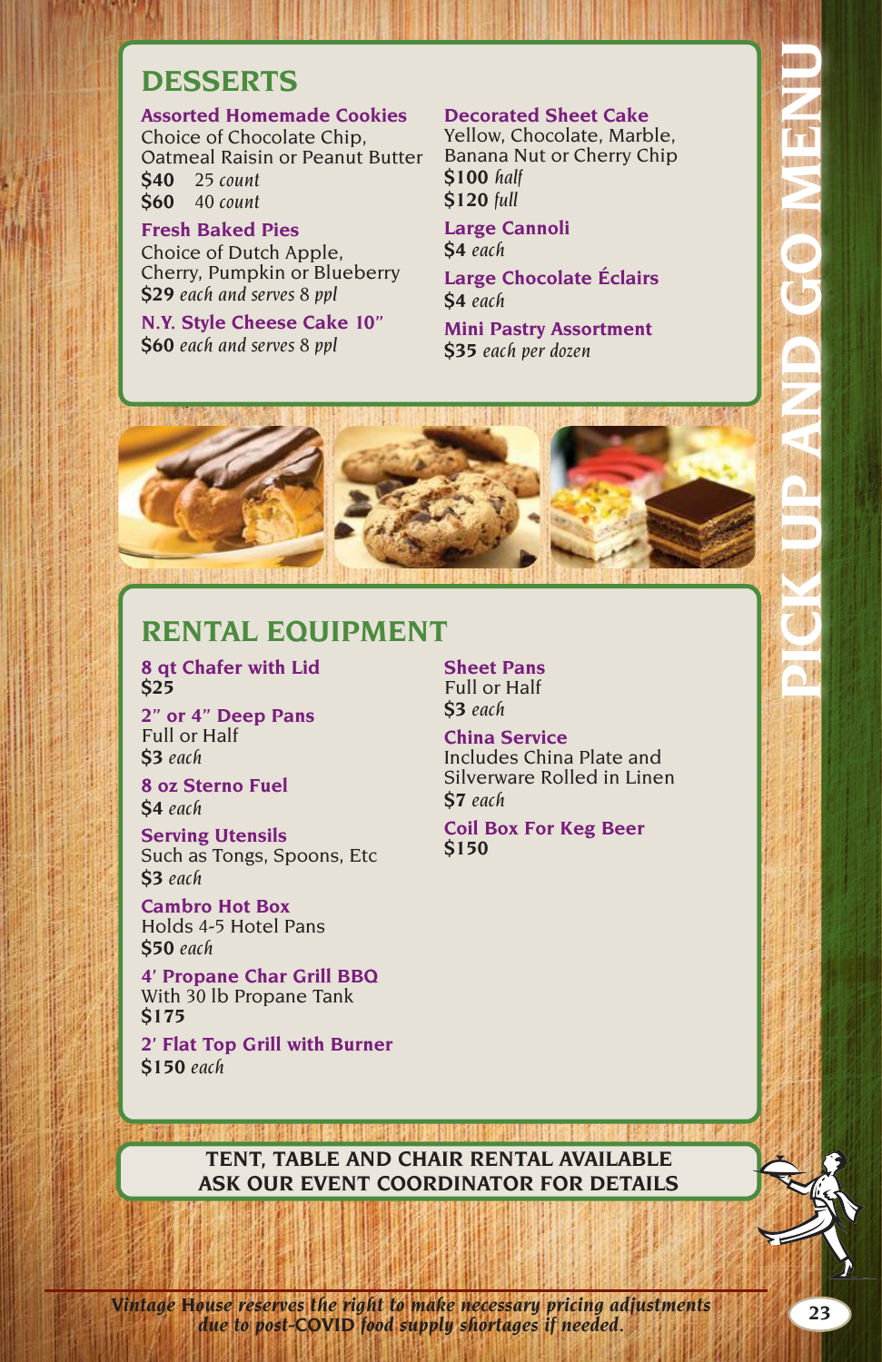# PICK UP AND GO MENU

## DESSERTS

**Assorted Homemade Cookies**
Choice of Chocolate Chip, Oatmeal Raisin or Peanut Butter
**$40** *25 count*
**$60** *40 count*

**Fresh Baked Pies**
Choice of Dutch Apple, Cherry, Pumpkin or Blueberry
**$29** *each and serves 8 ppl*

**N.Y. Style Cheese Cake 10"**
**$60** *each and serves 8 ppl*

**Decorated Sheet Cake**
Yellow, Chocolate, Marble, Banana Nut or Cherry Chip
**$100** *half*
**$120** *full*

**Large Cannoli**
**$4** *each*

**Large Chocolate Éclairs**
**$4** *each*

**Mini Pastry Assortment**
**$35** *each per dozen*

## RENTAL EQUIPMENT

**8 qt Chafer with Lid**
**$25**

**2" or 4" Deep Pans**
Full or Half
**$3** *each*

**8 oz Sterno Fuel**
**$4** *each*

**Serving Utensils**
Such as Tongs, Spoons, Etc
**$3** *each*

**Cambro Hot Box**
Holds 4-5 Hotel Pans
**$50** *each*

**4' Propane Char Grill BBQ**
With 30 lb Propane Tank
**$175**

**2' Flat Top Grill with Burner**
**$150** *each*

**Sheet Pans**
Full or Half
**$3** *each*

**China Service**
Includes China Plate and Silverware Rolled in Linen
**$7** *each*

**Coil Box For Keg Beer**
**$150**

**TENT, TABLE AND CHAIR RENTAL AVAILABLE**
**ASK OUR EVENT COORDINATOR FOR DETAILS**

*Vintage House reserves the right to make necessary pricing adjustments due to post-COVID food supply shortages if needed.*